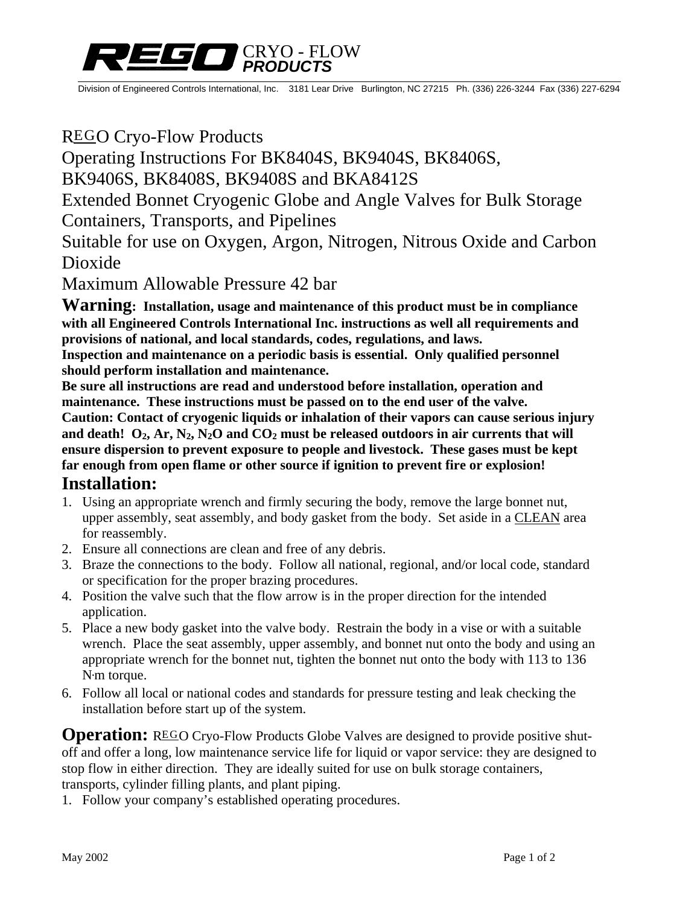REGO CRYO - FLOW ***PRODUCTS***

Division of Engineered Controls International, Inc. 3181 Lear Drive Burlington, NC 27215 Ph. (336) 226-3244 Fax (336) 227-6294

# REGO Cryo-Flow Products
# Operating Instructions For BK8404S, BK9404S, BK8406S, BK9406S, BK8408S, BK9408S and BKA8412S
# Extended Bonnet Cryogenic Globe and Angle Valves for Bulk Storage Containers, Transports, and Pipelines
# Suitable for use on Oxygen, Argon, Nitrogen, Nitrous Oxide and Carbon Dioxide
# Maximum Allowable Pressure 42 bar

**Warning: Installation, usage and maintenance of this product must be in compliance with all Engineered Controls International Inc. instructions as well all requirements and provisions of national, and local standards, codes, regulations, and laws.**
**Inspection and maintenance on a periodic basis is essential. Only qualified personnel should perform installation and maintenance.**
**Be sure all instructions are read and understood before installation, operation and maintenance. These instructions must be passed on to the end user of the valve.**
**Caution: Contact of cryogenic liquids or inhalation of their vapors can cause serious injury and death! $O_2$, Ar, $N_2$, $N_2O$ and $CO_2$ must be released outdoors in air currents that will ensure dispersion to prevent exposure to people and livestock. These gases must be kept far enough from open flame or other source if ignition to prevent fire or explosion!**

## Installation:

1. Using an appropriate wrench and firmly securing the body, remove the large bonnet nut, upper assembly, seat assembly, and body gasket from the body. Set aside in a <u>CLEAN</u> area for reassembly.
2. Ensure all connections are clean and free of any debris.
3. Braze the connections to the body. Follow all national, regional, and/or local code, standard or specification for the proper brazing procedures.
4. Position the valve such that the flow arrow is in the proper direction for the intended application.
5. Place a new body gasket into the valve body. Restrain the body in a vise or with a suitable wrench. Place the seat assembly, upper assembly, and bonnet nut onto the body and using an appropriate wrench for the bonnet nut, tighten the bonnet nut onto the body with 113 to 136 N·m torque.
6. Follow all local or national codes and standards for pressure testing and leak checking the installation before start up of the system.

**Operation:** REGO Cryo-Flow Products Globe Valves are designed to provide positive shut-off and offer a long, low maintenance service life for liquid or vapor service: they are designed to stop flow in either direction. They are ideally suited for use on bulk storage containers, transports, cylinder filling plants, and plant piping.

1. Follow your company's established operating procedures.

May 2002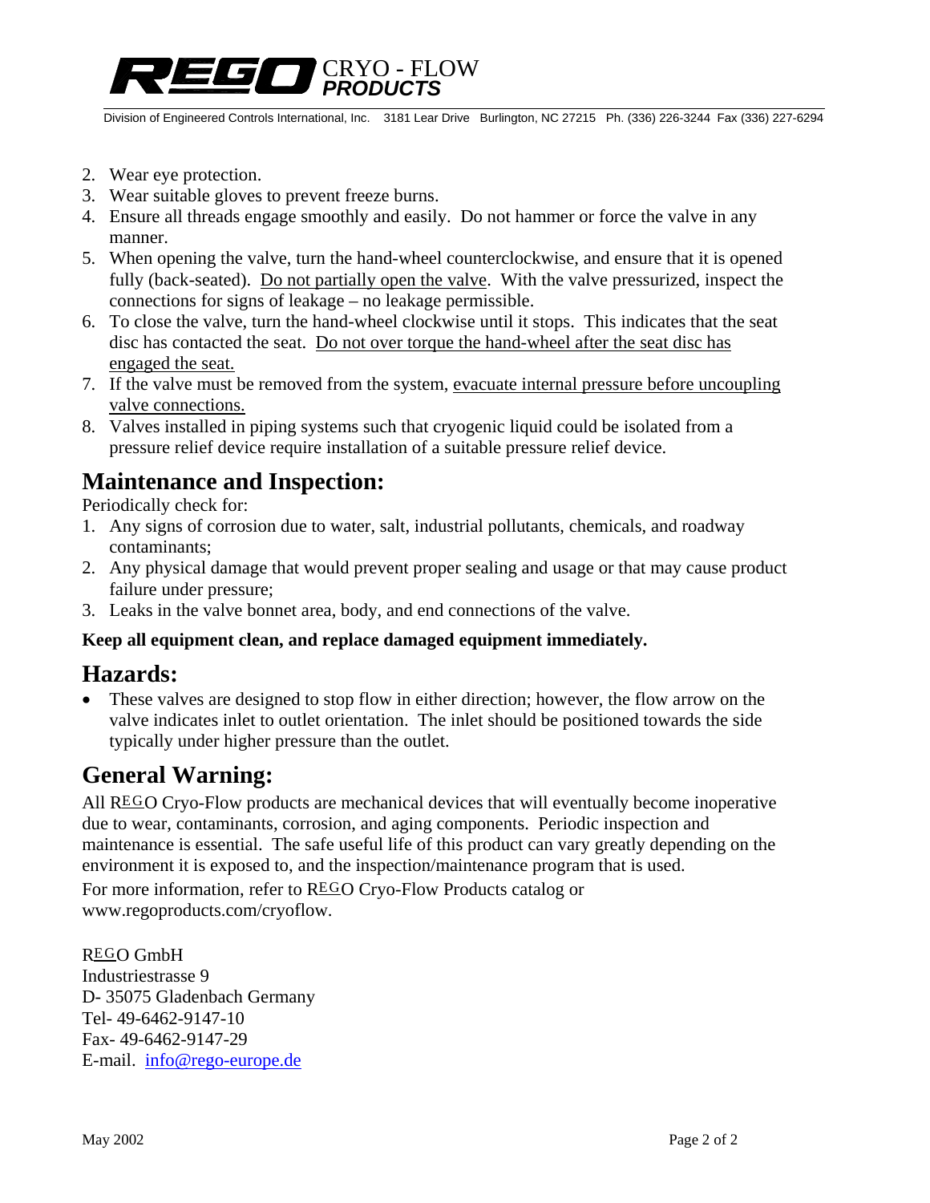2. Wear eye protection.
3. Wear suitable gloves to prevent freeze burns.
4. Ensure all threads engage smoothly and easily. Do not hammer or force the valve in any manner.
5. When opening the valve, turn the hand-wheel counterclockwise, and ensure that it is opened fully (back-seated). <u>Do not partially open the valve</u>. With the valve pressurized, inspect the connections for signs of leakage – no leakage permissible.
6. To close the valve, turn the hand-wheel clockwise until it stops. This indicates that the seat disc has contacted the seat. <u>Do not over torque the hand-wheel after the seat disc has engaged the seat.</u>
7. If the valve must be removed from the system, <u>evacuate internal pressure before uncoupling valve connections.</u>
8. Valves installed in piping systems such that cryogenic liquid could be isolated from a pressure relief device require installation of a suitable pressure relief device.

## Maintenance and Inspection:

Periodically check for:

1. Any signs of corrosion due to water, salt, industrial pollutants, chemicals, and roadway contaminants;
2. Any physical damage that would prevent proper sealing and usage or that may cause product failure under pressure;
3. Leaks in the valve bonnet area, body, and end connections of the valve.

**Keep all equipment clean, and replace damaged equipment immediately.**

## Hazards:

- These valves are designed to stop flow in either direction; however, the flow arrow on the valve indicates inlet to outlet orientation. The inlet should be positioned towards the side typically under higher pressure than the outlet.

## General Warning:

All REGO Cryo-Flow products are mechanical devices that will eventually become inoperative due to wear, contaminants, corrosion, and aging components. Periodic inspection and maintenance is essential. The safe useful life of this product can vary greatly depending on the environment it is exposed to, and the inspection/maintenance program that is used.

For more information, refer to REGO Cryo-Flow Products catalog or www.regoproducts.com/cryoflow.

REGO GmbH
Industriestrasse 9
D- 35075 Gladenbach Germany
Tel- 49-6462-9147-10
Fax- 49-6462-9147-29
E-mail. info@rego-europe.de

May 2002